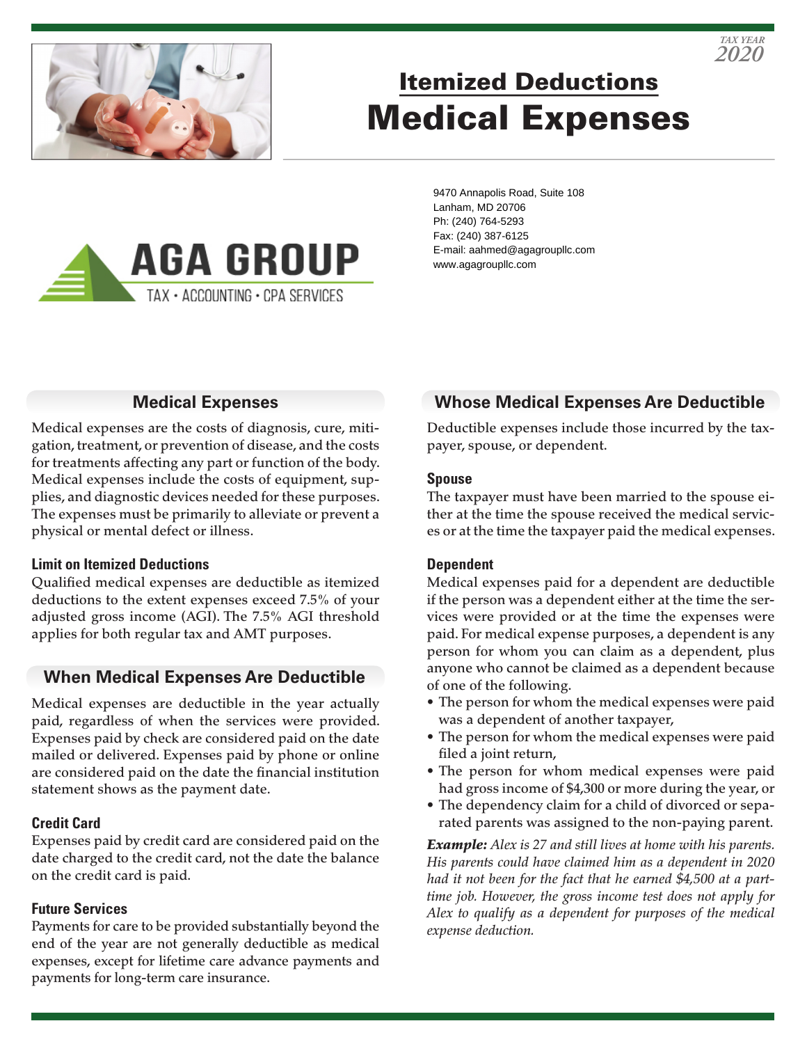TAX YEAR
2020

# Itemized Deductions
# Medical Expenses

AGA GROUP
TAX • ACCOUNTING • CPA SERVICES

9470 Annapolis Road, Suite 108
Lanham, MD 20706
Ph: (240) 764-5293
Fax: (240) 387-6125
E-mail: aahmed@agagroupllc.com
www.agagroupllc.com

## Medical Expenses

Medical expenses are the costs of diagnosis, cure, mitigation, treatment, or prevention of disease, and the costs for treatments affecting any part or function of the body. Medical expenses include the costs of equipment, supplies, and diagnostic devices needed for these purposes. The expenses must be primarily to alleviate or prevent a physical or mental defect or illness.

### Limit on Itemized Deductions

Qualified medical expenses are deductible as itemized deductions to the extent expenses exceed 7.5% of your adjusted gross income (AGI). The 7.5% AGI threshold applies for both regular tax and AMT purposes.

## When Medical Expenses Are Deductible

Medical expenses are deductible in the year actually paid, regardless of when the services were provided. Expenses paid by check are considered paid on the date mailed or delivered. Expenses paid by phone or online are considered paid on the date the financial institution statement shows as the payment date.

### Credit Card

Expenses paid by credit card are considered paid on the date charged to the credit card, not the date the balance on the credit card is paid.

### Future Services

Payments for care to be provided substantially beyond the end of the year are not generally deductible as medical expenses, except for lifetime care advance payments and payments for long-term care insurance.

## Whose Medical Expenses Are Deductible

Deductible expenses include those incurred by the taxpayer, spouse, or dependent.

### Spouse

The taxpayer must have been married to the spouse either at the time the spouse received the medical services or at the time the taxpayer paid the medical expenses.

### Dependent

Medical expenses paid for a dependent are deductible if the person was a dependent either at the time the services were provided or at the time the expenses were paid. For medical expense purposes, a dependent is any person for whom you can claim as a dependent, plus anyone who cannot be claimed as a dependent because of one of the following.

- The person for whom the medical expenses were paid was a dependent of another taxpayer,
- The person for whom the medical expenses were paid filed a joint return,
- The person for whom medical expenses were paid had gross income of $4,300 or more during the year, or
- The dependency claim for a child of divorced or separated parents was assigned to the non-paying parent.

***Example:*** *Alex is 27 and still lives at home with his parents. His parents could have claimed him as a dependent in 2020 had it not been for the fact that he earned $4,500 at a part-time job. However, the gross income test does not apply for Alex to qualify as a dependent for purposes of the medical expense deduction.*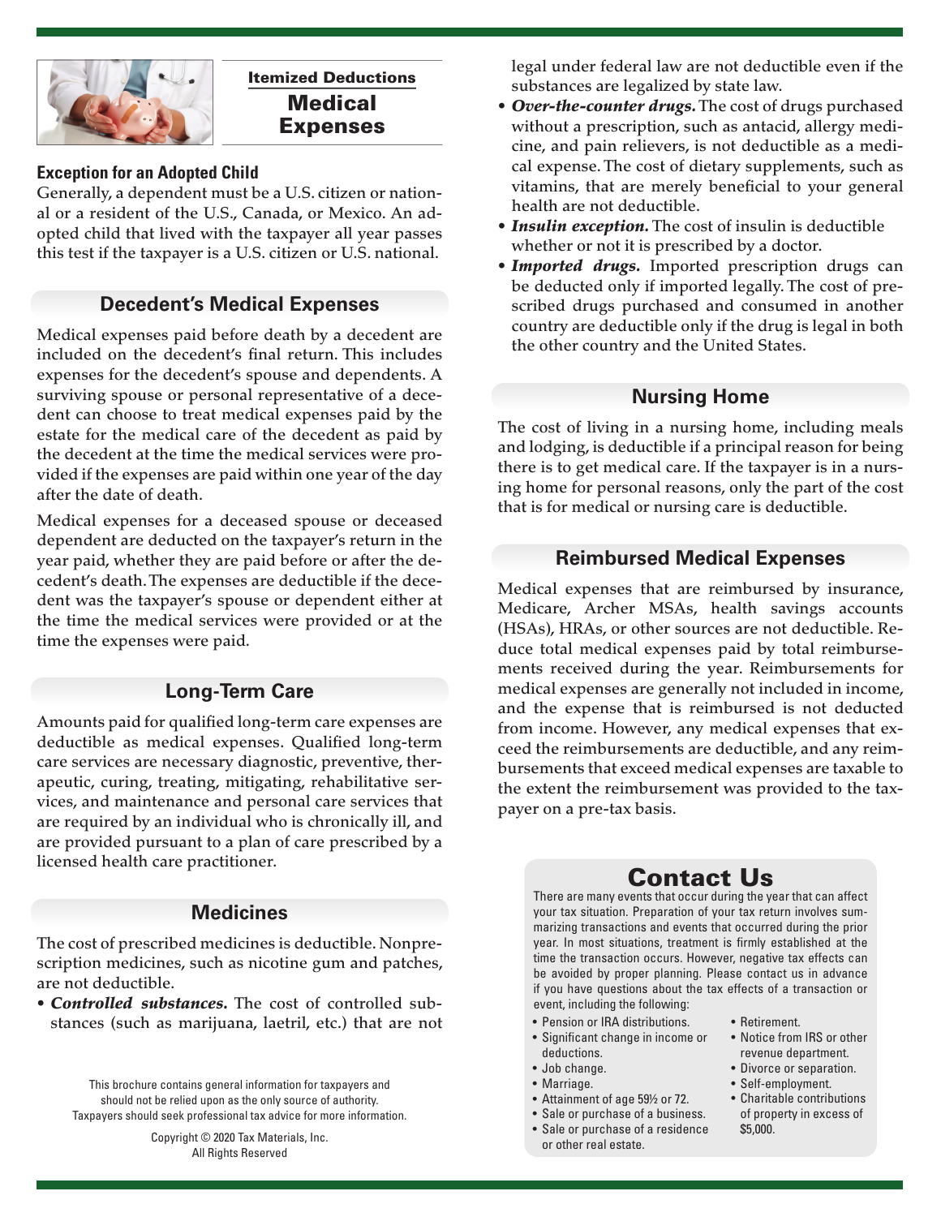Itemized Deductions

# Medical Expenses

### Exception for an Adopted Child

Generally, a dependent must be a U.S. citizen or national or a resident of the U.S., Canada, or Mexico. An adopted child that lived with the taxpayer all year passes this test if the taxpayer is a U.S. citizen or U.S. national.

## Decedent's Medical Expenses

Medical expenses paid before death by a decedent are included on the decedent's final return. This includes expenses for the decedent's spouse and dependents. A surviving spouse or personal representative of a decedent can choose to treat medical expenses paid by the estate for the medical care of the decedent as paid by the decedent at the time the medical services were provided if the expenses are paid within one year of the day after the date of death.

Medical expenses for a deceased spouse or deceased dependent are deducted on the taxpayer's return in the year paid, whether they are paid before or after the decedent's death. The expenses are deductible if the decedent was the taxpayer's spouse or dependent either at the time the medical services were provided or at the time the expenses were paid.

## Long-Term Care

Amounts paid for qualified long-term care expenses are deductible as medical expenses. Qualified long-term care services are necessary diagnostic, preventive, therapeutic, curing, treating, mitigating, rehabilitative services, and maintenance and personal care services that are required by an individual who is chronically ill, and are provided pursuant to a plan of care prescribed by a licensed health care practitioner.

## Medicines

The cost of prescribed medicines is deductible. Nonprescription medicines, such as nicotine gum and patches, are not deductible.

- ***Controlled substances.*** The cost of controlled substances (such as marijuana, laetril, etc.) that are not legal under federal law are not deductible even if the substances are legalized by state law.
- ***Over-the-counter drugs.*** The cost of drugs purchased without a prescription, such as antacid, allergy medicine, and pain relievers, is not deductible as a medical expense. The cost of dietary supplements, such as vitamins, that are merely beneficial to your general health are not deductible.
- ***Insulin exception.*** The cost of insulin is deductible whether or not it is prescribed by a doctor.
- ***Imported drugs.*** Imported prescription drugs can be deducted only if imported legally. The cost of prescribed drugs purchased and consumed in another country are deductible only if the drug is legal in both the other country and the United States.

## Nursing Home

The cost of living in a nursing home, including meals and lodging, is deductible if a principal reason for being there is to get medical care. If the taxpayer is in a nursing home for personal reasons, only the part of the cost that is for medical or nursing care is deductible.

## Reimbursed Medical Expenses

Medical expenses that are reimbursed by insurance, Medicare, Archer MSAs, health savings accounts (HSAs), HRAs, or other sources are not deductible. Reduce total medical expenses paid by total reimbursements received during the year. Reimbursements for medical expenses are generally not included in income, and the expense that is reimbursed is not deducted from income. However, any medical expenses that exceed the reimbursements are deductible, and any reimbursements that exceed medical expenses are taxable to the extent the reimbursement was provided to the taxpayer on a pre-tax basis.

## Contact Us

There are many events that occur during the year that can affect your tax situation. Preparation of your tax return involves summarizing transactions and events that occurred during the prior year. In most situations, treatment is firmly established at the time the transaction occurs. However, negative tax effects can be avoided by proper planning. Please contact us in advance if you have questions about the tax effects of a transaction or event, including the following:

- Pension or IRA distributions.
- Significant change in income or deductions.
- Job change.
- Marriage.
- Attainment of age 59½ or 72.
- Sale or purchase of a business.
- Sale or purchase of a residence or other real estate.
- Retirement.
- Notice from IRS or other revenue department.
- Divorce or separation.
- Self-employment.
- Charitable contributions of property in excess of $5,000.

This brochure contains general information for taxpayers and should not be relied upon as the only source of authority. Taxpayers should seek professional tax advice for more information.

Copyright © 2020 Tax Materials, Inc.
All Rights Reserved